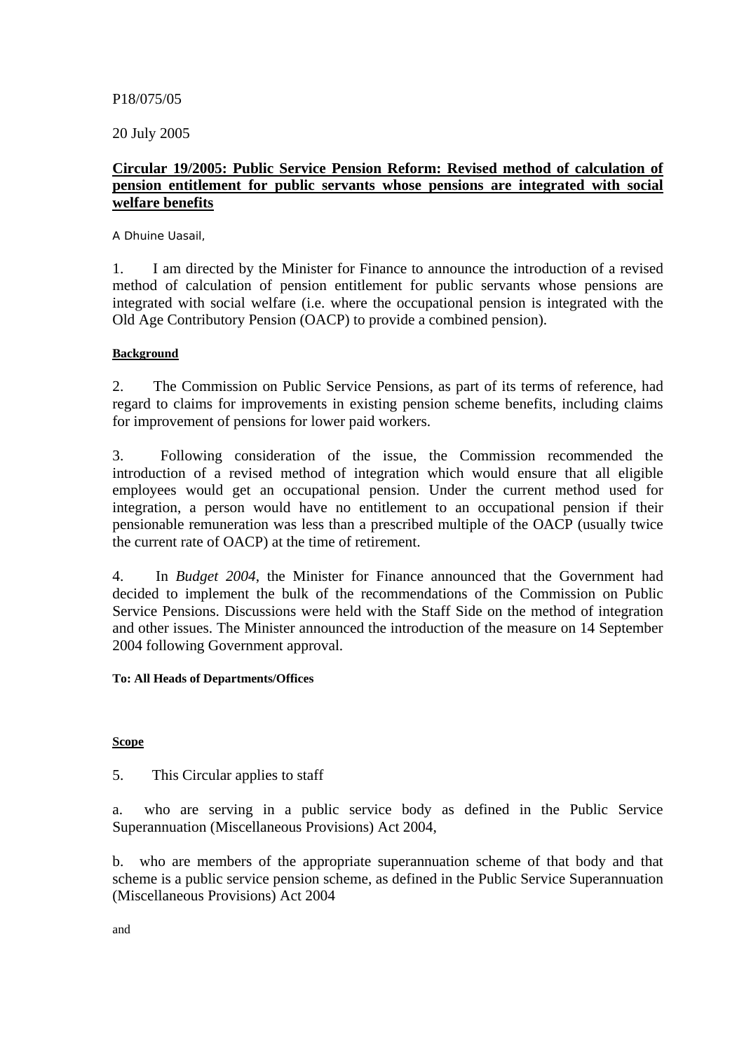P18/075/05

20 July 2005

**Circular 19/2005: Public Service Pension Reform: Revised method of calculation of pension entitlement for public servants whose pensions are integrated with social welfare benefits**

A Dhuine Uasail,

1. I am directed by the Minister for Finance to announce the introduction of a revised method of calculation of pension entitlement for public servants whose pensions are integrated with social welfare (i.e. where the occupational pension is integrated with the Old Age Contributory Pension (OACP) to provide a combined pension).

**Background**

2. The Commission on Public Service Pensions, as part of its terms of reference, had regard to claims for improvements in existing pension scheme benefits, including claims for improvement of pensions for lower paid workers.

3. Following consideration of the issue, the Commission recommended the introduction of a revised method of integration which would ensure that all eligible employees would get an occupational pension. Under the current method used for integration, a person would have no entitlement to an occupational pension if their pensionable remuneration was less than a prescribed multiple of the OACP (usually twice the current rate of OACP) at the time of retirement.

4. In *Budget 2004*, the Minister for Finance announced that the Government had decided to implement the bulk of the recommendations of the Commission on Public Service Pensions. Discussions were held with the Staff Side on the method of integration and other issues. The Minister announced the introduction of the measure on 14 September 2004 following Government approval.

**To: All Heads of Departments/Offices**

**Scope**

5. This Circular applies to staff

a. who are serving in a public service body as defined in the Public Service Superannuation (Miscellaneous Provisions) Act 2004,

b. who are members of the appropriate superannuation scheme of that body and that scheme is a public service pension scheme, as defined in the Public Service Superannuation (Miscellaneous Provisions) Act 2004

and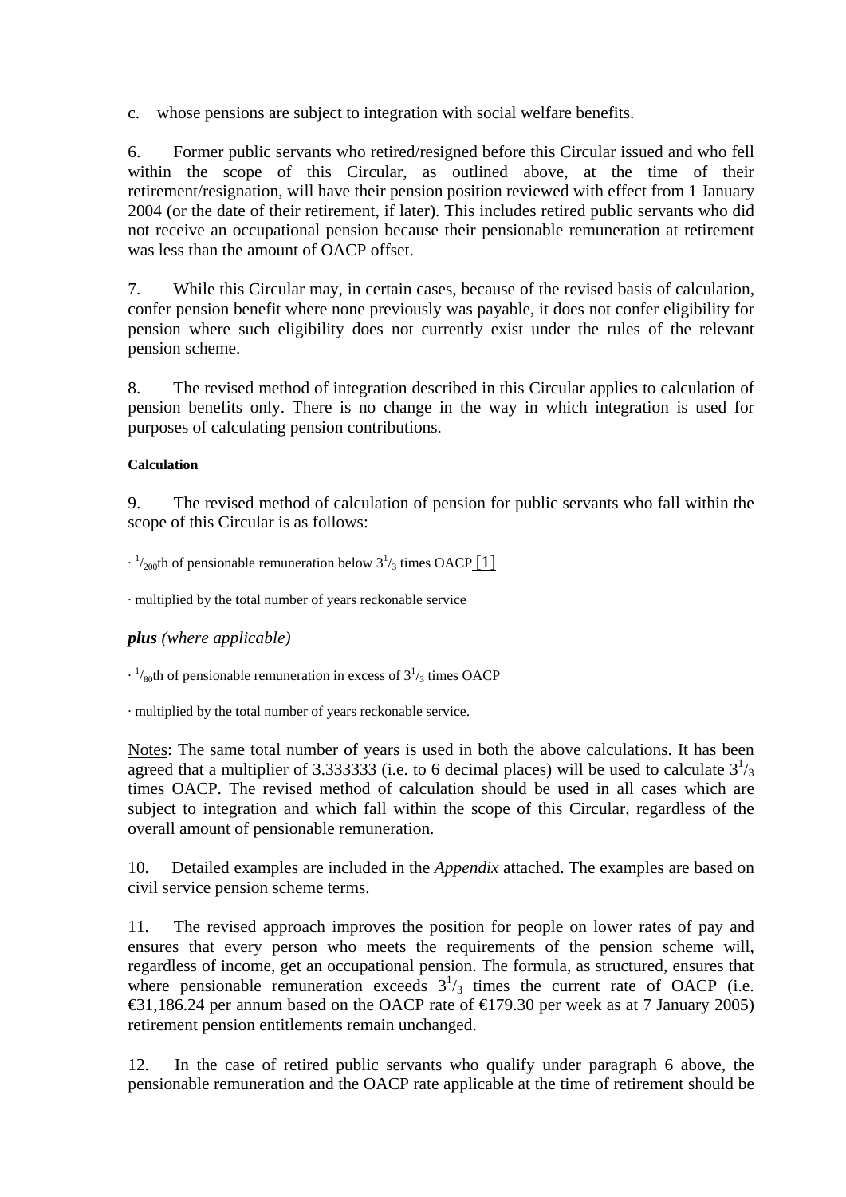c. whose pensions are subject to integration with social welfare benefits.

6. Former public servants who retired/resigned before this Circular issued and who fell within the scope of this Circular, as outlined above, at the time of their retirement/resignation, will have their pension position reviewed with effect from 1 January 2004 (or the date of their retirement, if later). This includes retired public servants who did not receive an occupational pension because their pensionable remuneration at retirement was less than the amount of OACP offset.

7. While this Circular may, in certain cases, because of the revised basis of calculation, confer pension benefit where none previously was payable, it does not confer eligibility for pension where such eligibility does not currently exist under the rules of the relevant pension scheme.

8. The revised method of integration described in this Circular applies to calculation of pension benefits only. There is no change in the way in which integration is used for purposes of calculating pension contributions.

**Calculation**

9. The revised method of calculation of pension for public servants who fall within the scope of this Circular is as follows:

· $^{1}/_{200}$th of pensionable remuneration below $3^{1}/_{3}$ times OACP [1]

· multiplied by the total number of years reckonable service

***plus*** *(where applicable)*

· $^{1}/_{80}$th of pensionable remuneration in excess of $3^{1}/_{3}$ times OACP

· multiplied by the total number of years reckonable service.

Notes: The same total number of years is used in both the above calculations. It has been agreed that a multiplier of 3.333333 (i.e. to 6 decimal places) will be used to calculate $3^{1}/_{3}$ times OACP. The revised method of calculation should be used in all cases which are subject to integration and which fall within the scope of this Circular, regardless of the overall amount of pensionable remuneration.

10. Detailed examples are included in the *Appendix* attached. The examples are based on civil service pension scheme terms.

11. The revised approach improves the position for people on lower rates of pay and ensures that every person who meets the requirements of the pension scheme will, regardless of income, get an occupational pension. The formula, as structured, ensures that where pensionable remuneration exceeds $3^{1}/_{3}$ times the current rate of OACP (i.e. €31,186.24 per annum based on the OACP rate of €179.30 per week as at 7 January 2005) retirement pension entitlements remain unchanged.

12. In the case of retired public servants who qualify under paragraph 6 above, the pensionable remuneration and the OACP rate applicable at the time of retirement should be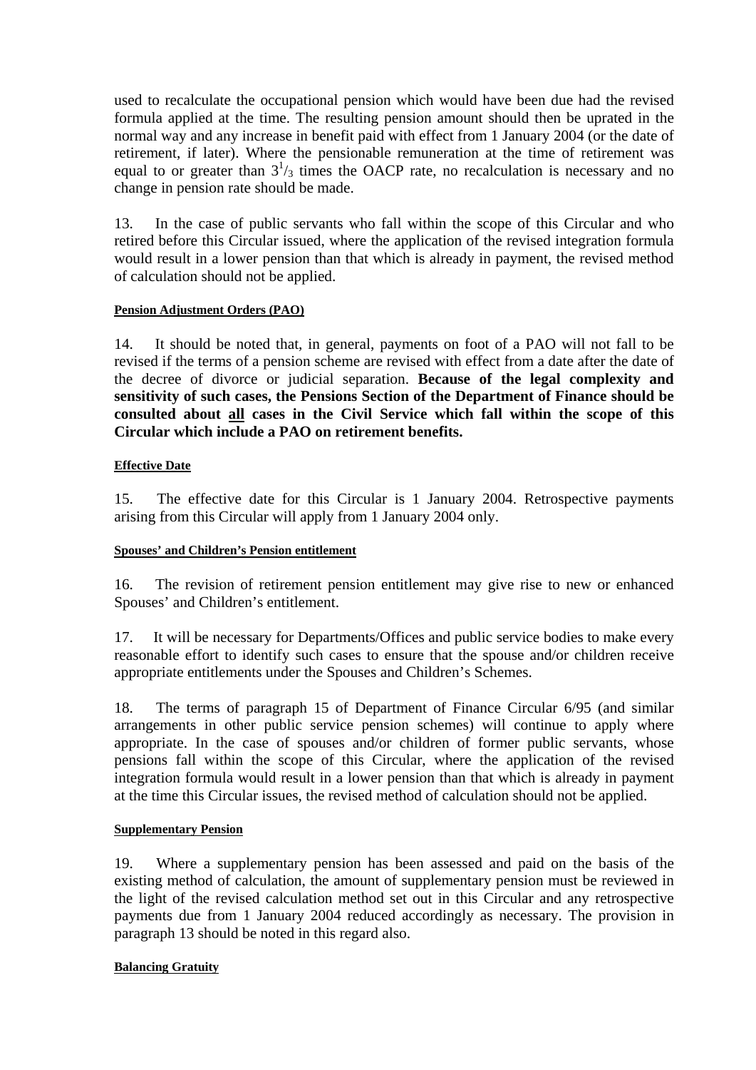used to recalculate the occupational pension which would have been due had the revised formula applied at the time. The resulting pension amount should then be uprated in the normal way and any increase in benefit paid with effect from 1 January 2004 (or the date of retirement, if later). Where the pensionable remuneration at the time of retirement was equal to or greater than $3^{1}/_{3}$ times the OACP rate, no recalculation is necessary and no change in pension rate should be made.

13. In the case of public servants who fall within the scope of this Circular and who retired before this Circular issued, where the application of the revised integration formula would result in a lower pension than that which is already in payment, the revised method of calculation should not be applied.

#### Pension Adjustment Orders (PAO)

14. It should be noted that, in general, payments on foot of a PAO will not fall to be revised if the terms of a pension scheme are revised with effect from a date after the date of the decree of divorce or judicial separation. **Because of the legal complexity and sensitivity of such cases, the Pensions Section of the Department of Finance should be consulted about all cases in the Civil Service which fall within the scope of this Circular which include a PAO on retirement benefits.**

#### Effective Date

15. The effective date for this Circular is 1 January 2004. Retrospective payments arising from this Circular will apply from 1 January 2004 only.

#### Spouses' and Children's Pension entitlement

16. The revision of retirement pension entitlement may give rise to new or enhanced Spouses' and Children's entitlement.

17. It will be necessary for Departments/Offices and public service bodies to make every reasonable effort to identify such cases to ensure that the spouse and/or children receive appropriate entitlements under the Spouses and Children's Schemes.

18. The terms of paragraph 15 of Department of Finance Circular 6/95 (and similar arrangements in other public service pension schemes) will continue to apply where appropriate. In the case of spouses and/or children of former public servants, whose pensions fall within the scope of this Circular, where the application of the revised integration formula would result in a lower pension than that which is already in payment at the time this Circular issues, the revised method of calculation should not be applied.

#### Supplementary Pension

19. Where a supplementary pension has been assessed and paid on the basis of the existing method of calculation, the amount of supplementary pension must be reviewed in the light of the revised calculation method set out in this Circular and any retrospective payments due from 1 January 2004 reduced accordingly as necessary. The provision in paragraph 13 should be noted in this regard also.

#### Balancing Gratuity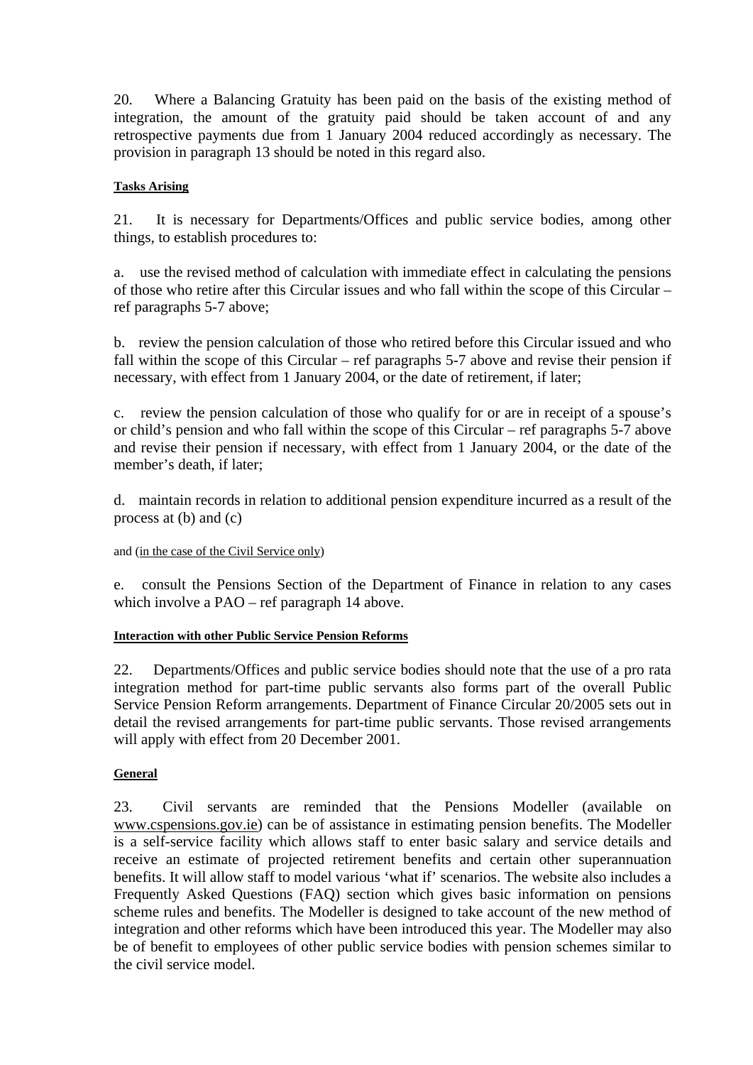20. Where a Balancing Gratuity has been paid on the basis of the existing method of integration, the amount of the gratuity paid should be taken account of and any retrospective payments due from 1 January 2004 reduced accordingly as necessary. The provision in paragraph 13 should be noted in this regard also.

#### Tasks Arising

21. It is necessary for Departments/Offices and public service bodies, among other things, to establish procedures to:

a. use the revised method of calculation with immediate effect in calculating the pensions of those who retire after this Circular issues and who fall within the scope of this Circular – ref paragraphs 5-7 above;

b. review the pension calculation of those who retired before this Circular issued and who fall within the scope of this Circular – ref paragraphs 5-7 above and revise their pension if necessary, with effect from 1 January 2004, or the date of retirement, if later;

c. review the pension calculation of those who qualify for or are in receipt of a spouse's or child's pension and who fall within the scope of this Circular – ref paragraphs 5-7 above and revise their pension if necessary, with effect from 1 January 2004, or the date of the member's death, if later;

d. maintain records in relation to additional pension expenditure incurred as a result of the process at (b) and (c)

and (in the case of the Civil Service only)

e. consult the Pensions Section of the Department of Finance in relation to any cases which involve a PAO – ref paragraph 14 above.

#### Interaction with other Public Service Pension Reforms

22. Departments/Offices and public service bodies should note that the use of a pro rata integration method for part-time public servants also forms part of the overall Public Service Pension Reform arrangements. Department of Finance Circular 20/2005 sets out in detail the revised arrangements for part-time public servants. Those revised arrangements will apply with effect from 20 December 2001.

#### General

23. Civil servants are reminded that the Pensions Modeller (available on www.cspensions.gov.ie) can be of assistance in estimating pension benefits. The Modeller is a self-service facility which allows staff to enter basic salary and service details and receive an estimate of projected retirement benefits and certain other superannuation benefits. It will allow staff to model various 'what if' scenarios. The website also includes a Frequently Asked Questions (FAQ) section which gives basic information on pensions scheme rules and benefits. The Modeller is designed to take account of the new method of integration and other reforms which have been introduced this year. The Modeller may also be of benefit to employees of other public service bodies with pension schemes similar to the civil service model.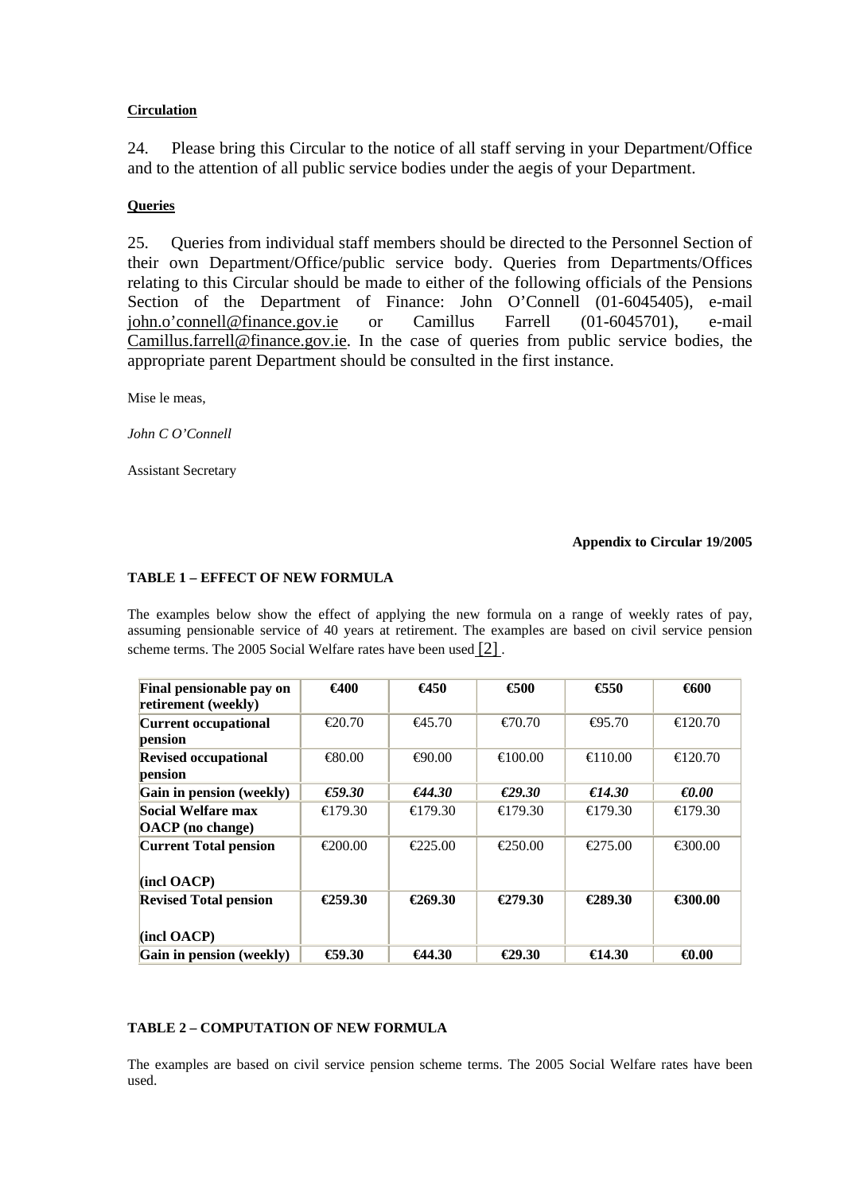**Circulation**

24. Please bring this Circular to the notice of all staff serving in your Department/Office and to the attention of all public service bodies under the aegis of your Department.

**Queries**

25. Queries from individual staff members should be directed to the Personnel Section of their own Department/Office/public service body. Queries from Departments/Offices relating to this Circular should be made to either of the following officials of the Pensions Section of the Department of Finance: John O'Connell (01-6045405), e-mail john.o'connell@finance.gov.ie or Camillus Farrell (01-6045701), e-mail Camillus.farrell@finance.gov.ie. In the case of queries from public service bodies, the appropriate parent Department should be consulted in the first instance.

Mise le meas,

*John C O'Connell*

Assistant Secretary

**Appendix to Circular 19/2005**

**TABLE 1 – EFFECT OF NEW FORMULA**

The examples below show the effect of applying the new formula on a range of weekly rates of pay, assuming pensionable service of 40 years at retirement. The examples are based on civil service pension scheme terms. The 2005 Social Welfare rates have been used [2].

| **Final pensionable pay on retirement (weekly)** | **€400** | **€450** | **€500** | **€550** | **€600** |
|---|---|---|---|---|---|
| **Current occupational pension** | €20.70 | €45.70 | €70.70 | €95.70 | €120.70 |
| **Revised occupational pension** | €80.00 | €90.00 | €100.00 | €110.00 | €120.70 |
| **Gain in pension (weekly)** | ***€59.30*** | ***€44.30*** | ***€29.30*** | ***€14.30*** | ***€0.00*** |
| **Social Welfare max OACP (no change)** | €179.30 | €179.30 | €179.30 | €179.30 | €179.30 |
| **Current Total pension (incl OACP)** | €200.00 | €225.00 | €250.00 | €275.00 | €300.00 |
| **Revised Total pension (incl OACP)** | **€259.30** | **€269.30** | **€279.30** | **€289.30** | **€300.00** |
| **Gain in pension (weekly)** | **€59.30** | **€44.30** | **€29.30** | **€14.30** | **€0.00** |

**TABLE 2 – COMPUTATION OF NEW FORMULA**

The examples are based on civil service pension scheme terms. The 2005 Social Welfare rates have been used.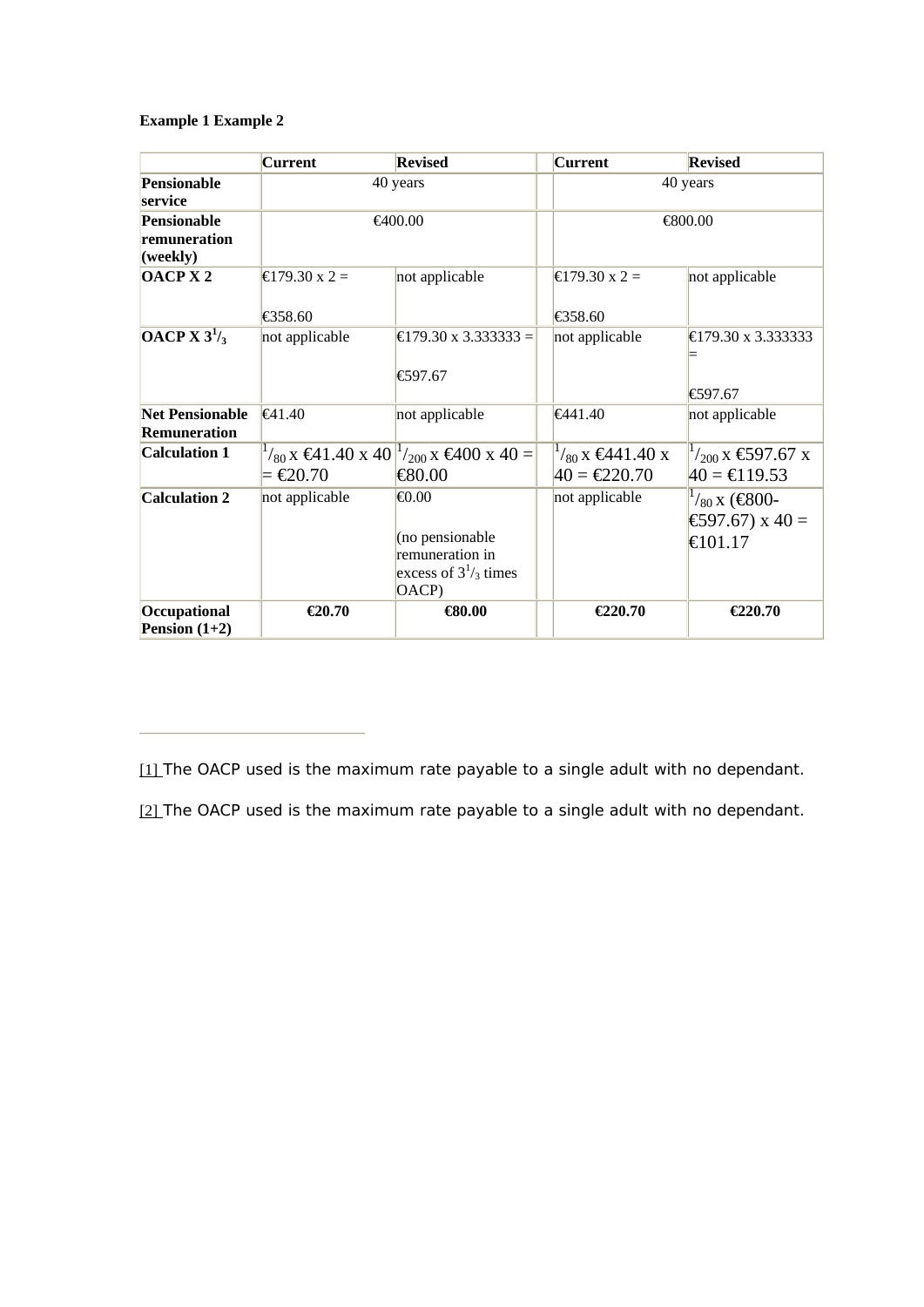**Example 1 Example 2**

| | Current | Revised | | Current | Revised |
|---|---|---|---|---|---|
| **Pensionable service** | 40 years | | | 40 years | |
| **Pensionable remuneration (weekly)** | €400.00 | | | €800.00 | |
| **OACP X 2** | €179.30 x 2 = €358.60 | not applicable | | €179.30 x 2 = €358.60 | not applicable |
| **OACP X $3^1/_3$** | not applicable | €179.30 x 3.333333 = €597.67 | | not applicable | €179.30 x 3.333333 = €597.67 |
| **Net Pensionable Remuneration** | €41.40 | not applicable | | €441.40 | not applicable |
| **Calculation 1** | $^1/_{80}$ x €41.40 x 40 = €20.70 | $^1/_{200}$ x €400 x 40 = €80.00 | | $^1/_{80}$ x €441.40 x 40 = €220.70 | $^1/_{200}$ x €597.67 x 40 = €119.53 |
| **Calculation 2** | not applicable | €0.00 (no pensionable remuneration in excess of $3^1/_3$ times OACP) | | not applicable | $^1/_{80}$ x (€800-€597.67) x 40 = €101.17 |
| **Occupational Pension (1+2)** | **€20.70** | **€80.00** | | **€220.70** | **€220.70** |

---

[1] The OACP used is the maximum rate payable to a single adult with no dependant.

[2] The OACP used is the maximum rate payable to a single adult with no dependant.